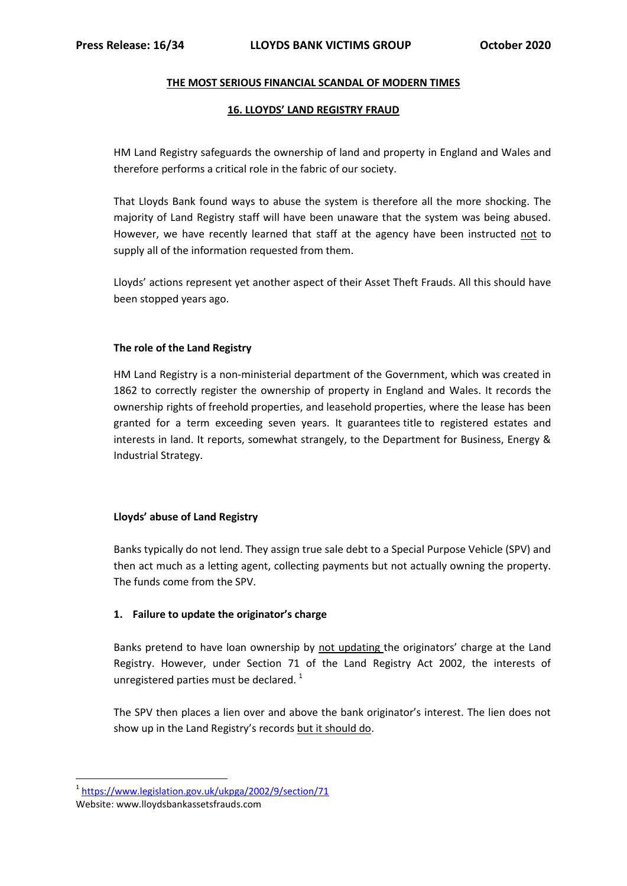Press Release: 16/34 **LLOYDS BANK VICTIMS GROUP** October 2020

## THE MOST SERIOUS FINANCIAL SCANDAL OF MODERN TIMES

## 16. LLOYDS' LAND REGISTRY FRAUD

HM Land Registry safeguards the ownership of land and property in England and Wales and therefore performs a critical role in the fabric of our society.

That Lloyds Bank found ways to abuse the system is therefore all the more shocking. The majority of Land Registry staff will have been unaware that the system was being abused. However, we have recently learned that staff at the agency have been instructed not to supply all of the information requested from them.

Lloyds' actions represent yet another aspect of their Asset Theft Frauds. All this should have been stopped years ago.

### The role of the Land Registry

HM Land Registry is a non-ministerial department of the Government, which was created in 1862 to correctly register the ownership of property in England and Wales. It records the ownership rights of freehold properties, and leasehold properties, where the lease has been granted for a term exceeding seven years. It guarantees title to registered estates and interests in land. It reports, somewhat strangely, to the Department for Business, Energy & Industrial Strategy.

### Lloyds' abuse of Land Registry

Banks typically do not lend. They assign true sale debt to a Special Purpose Vehicle (SPV) and then act much as a letting agent, collecting payments but not actually owning the property. The funds come from the SPV.

#### 1. Failure to update the originator's charge

Banks pretend to have loan ownership by not updating the originators' charge at the Land Registry. However, under Section 71 of the Land Registry Act 2002, the interests of unregistered parties must be declared. [1]

The SPV then places a lien over and above the bank originator's interest. The lien does not show up in the Land Registry's records but it should do.

[1] https://www.legislation.gov.uk/ukpga/2002/9/section/71

Website: www.lloydsbankassetsfrauds.com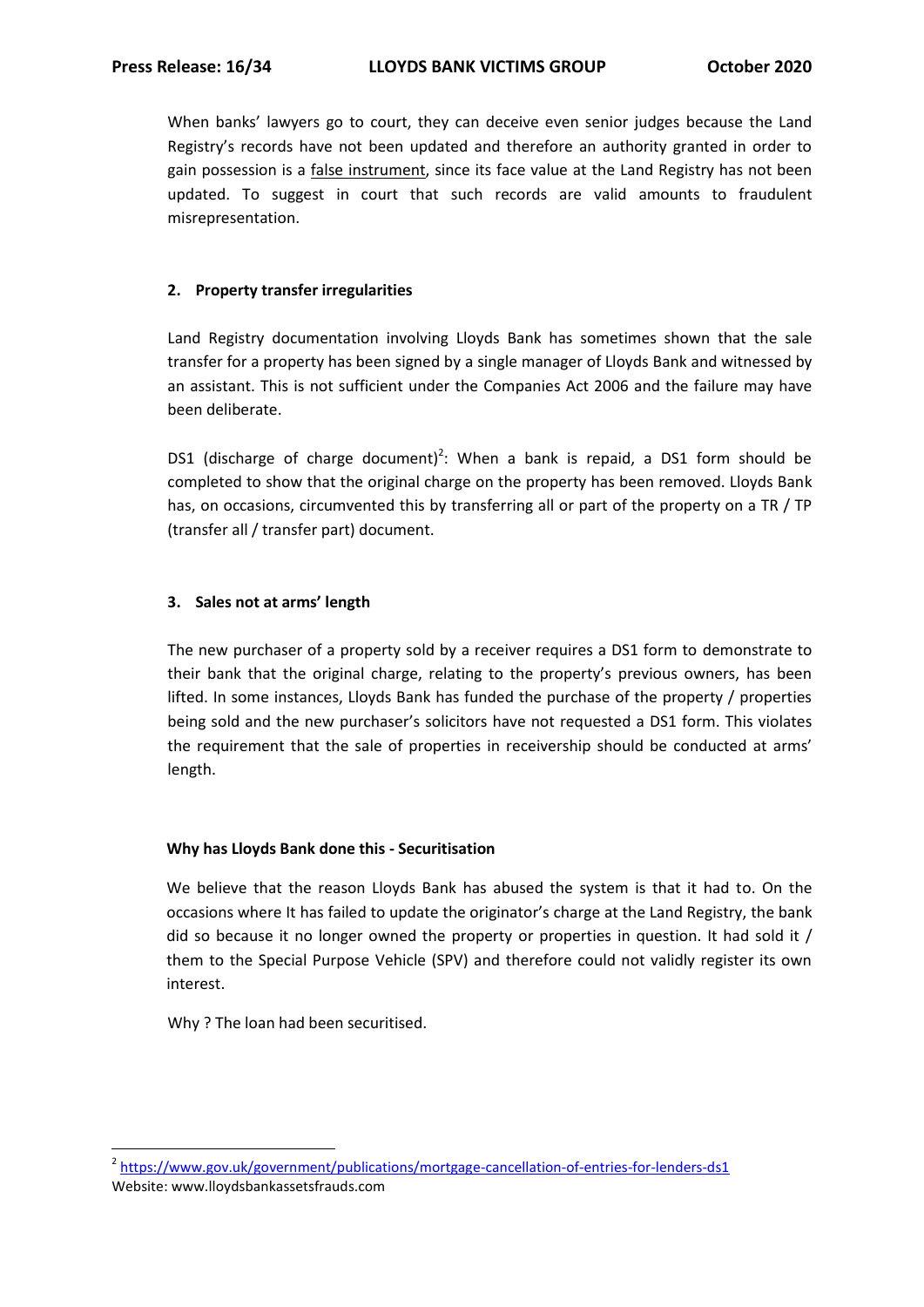When banks' lawyers go to court, they can deceive even senior judges because the Land Registry's records have not been updated and therefore an authority granted in order to gain possession is a false instrument, since its face value at the Land Registry has not been updated. To suggest in court that such records are valid amounts to fraudulent misrepresentation.

## 2. Property transfer irregularities

Land Registry documentation involving Lloyds Bank has sometimes shown that the sale transfer for a property has been signed by a single manager of Lloyds Bank and witnessed by an assistant. This is not sufficient under the Companies Act 2006 and the failure may have been deliberate.

DS1 (discharge of charge document)[2]: When a bank is repaid, a DS1 form should be completed to show that the original charge on the property has been removed. Lloyds Bank has, on occasions, circumvented this by transferring all or part of the property on a TR / TP (transfer all / transfer part) document.

## 3. Sales not at arms' length

The new purchaser of a property sold by a receiver requires a DS1 form to demonstrate to their bank that the original charge, relating to the property's previous owners, has been lifted. In some instances, Lloyds Bank has funded the purchase of the property / properties being sold and the new purchaser's solicitors have not requested a DS1 form. This violates the requirement that the sale of properties in receivership should be conducted at arms' length.

## Why has Lloyds Bank done this - Securitisation

We believe that the reason Lloyds Bank has abused the system is that it had to. On the occasions where It has failed to update the originator's charge at the Land Registry, the bank did so because it no longer owned the property or properties in question. It had sold it / them to the Special Purpose Vehicle (SPV) and therefore could not validly register its own interest.

Why ? The loan had been securitised.

[2] https://www.gov.uk/government/publications/mortgage-cancellation-of-entries-for-lenders-ds1